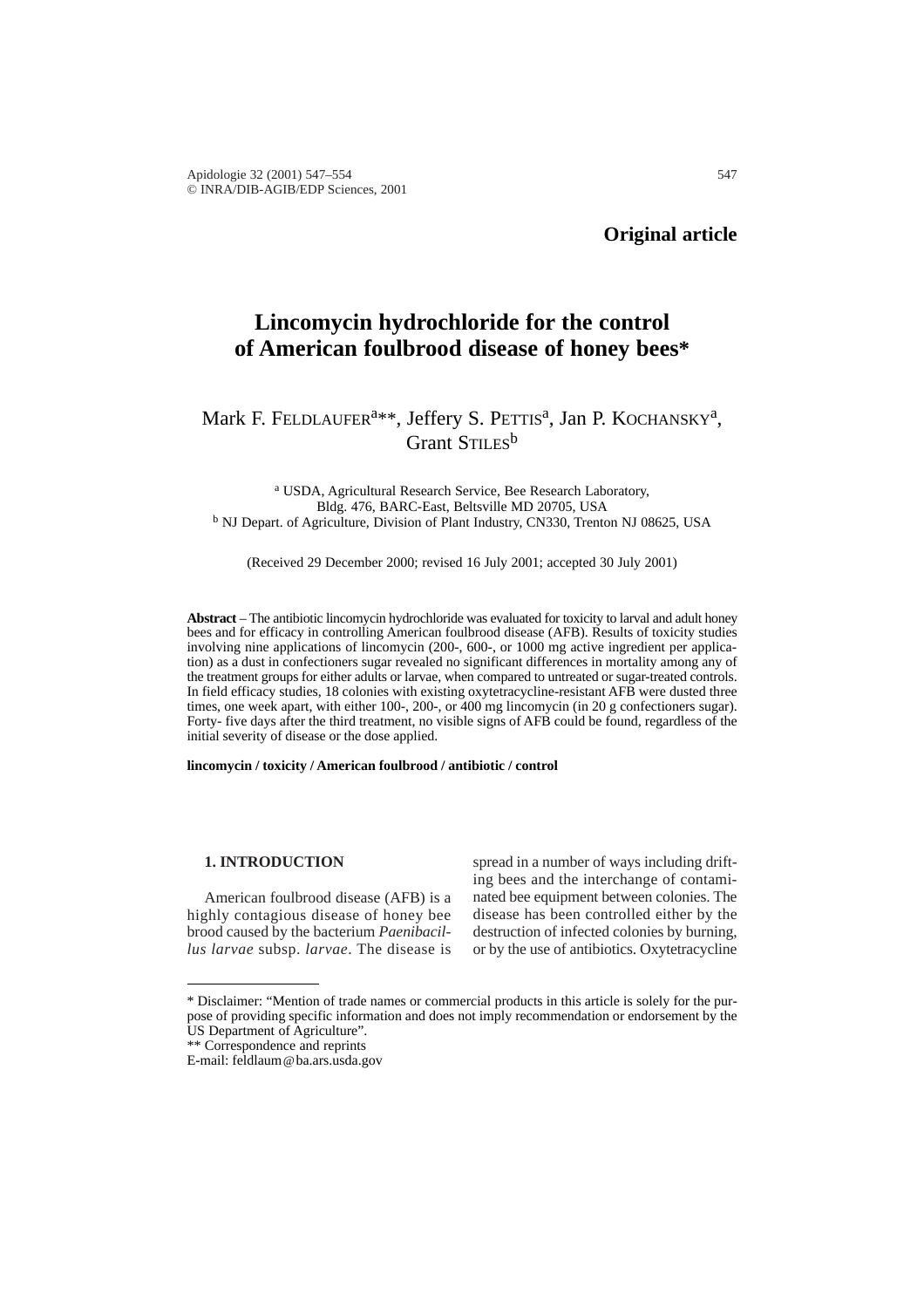**Original article**

# Lincomycin hydrochloride for the control of American foulbrood disease of honey bees*

Mark F. FELDLAUFER[a]**, Jeffery S. PETTIS[a], Jan P. KOCHANSKY[a], Grant STILES[b]

[a] USDA, Agricultural Research Service, Bee Research Laboratory, Bldg. 476, BARC-East, Beltsville MD 20705, USA
[b] NJ Depart. of Agriculture, Division of Plant Industry, CN330, Trenton NJ 08625, USA

(Received 29 December 2000; revised 16 July 2001; accepted 30 July 2001)

**Abstract** – The antibiotic lincomycin hydrochloride was evaluated for toxicity to larval and adult honey bees and for efficacy in controlling American foulbrood disease (AFB). Results of toxicity studies involving nine applications of lincomycin (200-, 600-, or 1000 mg active ingredient per application) as a dust in confectioners sugar revealed no significant differences in mortality among any of the treatment groups for either adults or larvae, when compared to untreated or sugar-treated controls. In field efficacy studies, 18 colonies with existing oxytetracycline-resistant AFB were dusted three times, one week apart, with either 100-, 200-, or 400 mg lincomycin (in 20 g confectioners sugar). Forty- five days after the third treatment, no visible signs of AFB could be found, regardless of the initial severity of disease or the dose applied.

**lincomycin / toxicity / American foulbrood / antibiotic / control**

## 1. INTRODUCTION

American foulbrood disease (AFB) is a highly contagious disease of honey bee brood caused by the bacterium *Paenibacillus larvae* subsp. *larvae*. The disease is spread in a number of ways including drifting bees and the interchange of contaminated bee equipment between colonies. The disease has been controlled either by the destruction of infected colonies by burning, or by the use of antibiotics. Oxytetracycline

---

* Disclaimer: "Mention of trade names or commercial products in this article is solely for the purpose of providing specific information and does not imply recommendation or endorsement by the US Department of Agriculture".

** Correspondence and reprints
E-mail: feldlaum@ba.ars.usda.gov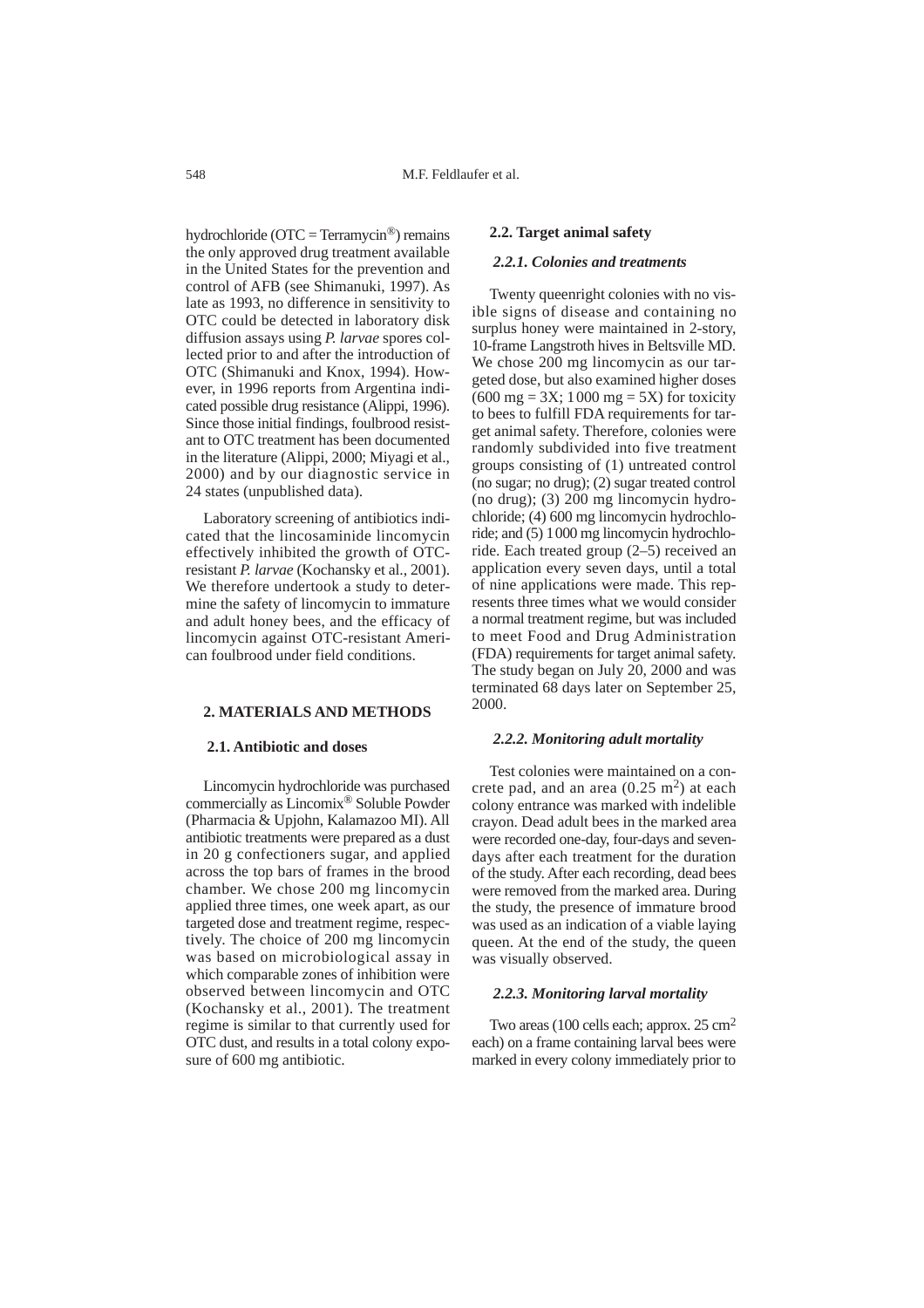hydrochloride (OTC = Terramycin®) remains the only approved drug treatment available in the United States for the prevention and control of AFB (see Shimanuki, 1997). As late as 1993, no difference in sensitivity to OTC could be detected in laboratory disk diffusion assays using *P. larvae* spores collected prior to and after the introduction of OTC (Shimanuki and Knox, 1994). However, in 1996 reports from Argentina indicated possible drug resistance (Alippi, 1996). Since those initial findings, foulbrood resistant to OTC treatment has been documented in the literature (Alippi, 2000; Miyagi et al., 2000) and by our diagnostic service in 24 states (unpublished data).

Laboratory screening of antibiotics indicated that the lincosaminide lincomycin effectively inhibited the growth of OTC-resistant *P. larvae* (Kochansky et al., 2001). We therefore undertook a study to determine the safety of lincomycin to immature and adult honey bees, and the efficacy of lincomycin against OTC-resistant American foulbrood under field conditions.

## 2. MATERIALS AND METHODS

### 2.1. Antibiotic and doses

Lincomycin hydrochloride was purchased commercially as Lincomix® Soluble Powder (Pharmacia & Upjohn, Kalamazoo MI). All antibiotic treatments were prepared as a dust in 20 g confectioners sugar, and applied across the top bars of frames in the brood chamber. We chose 200 mg lincomycin applied three times, one week apart, as our targeted dose and treatment regime, respectively. The choice of 200 mg lincomycin was based on microbiological assay in which comparable zones of inhibition were observed between lincomycin and OTC (Kochansky et al., 2001). The treatment regime is similar to that currently used for OTC dust, and results in a total colony exposure of 600 mg antibiotic.

### 2.2. Target animal safety

#### *2.2.1. Colonies and treatments*

Twenty queenright colonies with no visible signs of disease and containing no surplus honey were maintained in 2-story, 10-frame Langstroth hives in Beltsville MD. We chose 200 mg lincomycin as our targeted dose, but also examined higher doses (600 mg = 3X; 1 000 mg = 5X) for toxicity to bees to fulfill FDA requirements for target animal safety. Therefore, colonies were randomly subdivided into five treatment groups consisting of (1) untreated control (no sugar; no drug); (2) sugar treated control (no drug); (3) 200 mg lincomycin hydrochloride; (4) 600 mg lincomycin hydrochloride; and (5) 1 000 mg lincomycin hydrochloride. Each treated group (2–5) received an application every seven days, until a total of nine applications were made. This represents three times what we would consider a normal treatment regime, but was included to meet Food and Drug Administration (FDA) requirements for target animal safety. The study began on July 20, 2000 and was terminated 68 days later on September 25, 2000.

#### *2.2.2. Monitoring adult mortality*

Test colonies were maintained on a concrete pad, and an area (0.25 $m^2$) at each colony entrance was marked with indelible crayon. Dead adult bees in the marked area were recorded one-day, four-days and seven-days after each treatment for the duration of the study. After each recording, dead bees were removed from the marked area. During the study, the presence of immature brood was used as an indication of a viable laying queen. At the end of the study, the queen was visually observed.

#### *2.2.3. Monitoring larval mortality*

Two areas (100 cells each; approx. 25 $cm^2$ each) on a frame containing larval bees were marked in every colony immediately prior to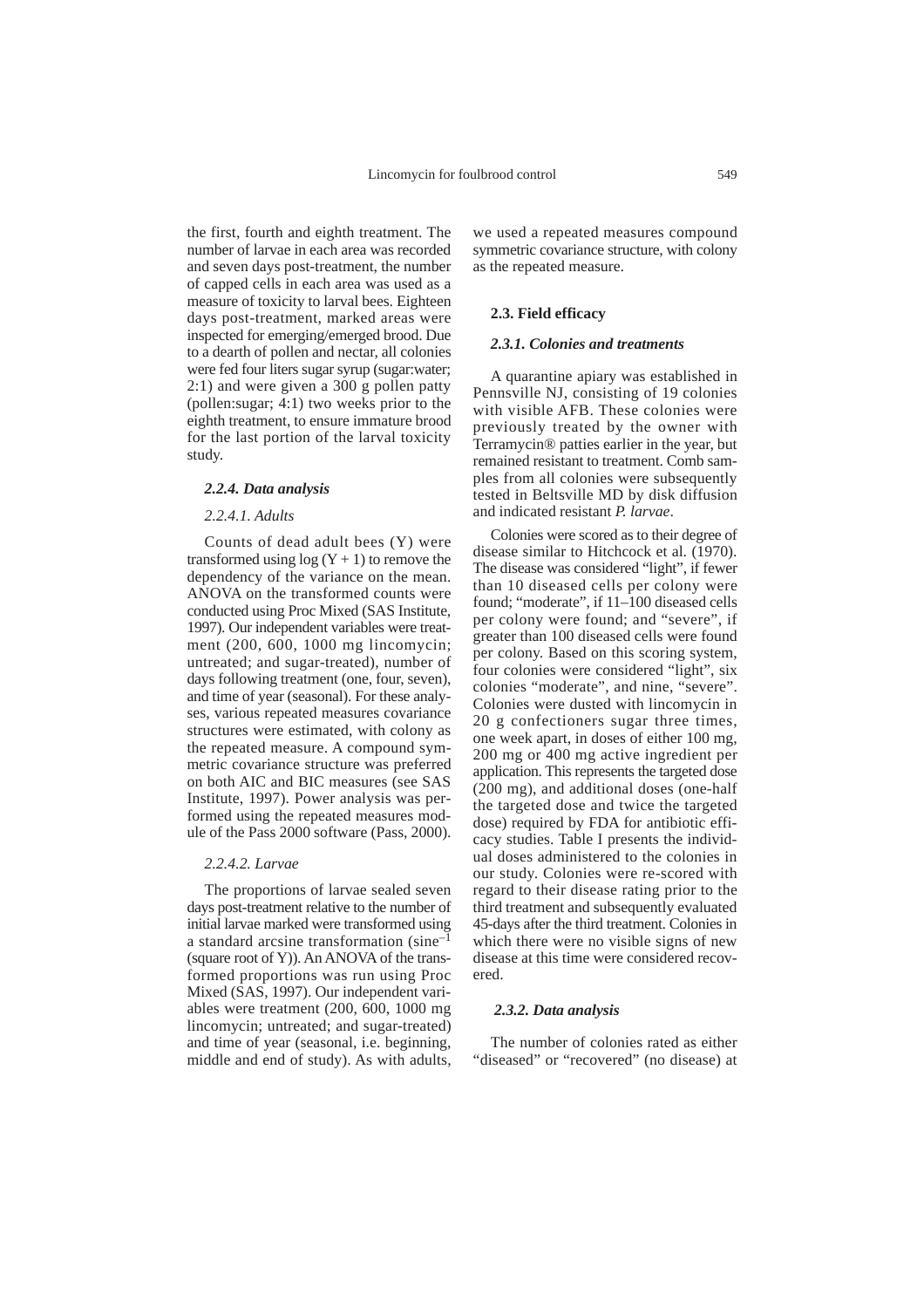the first, fourth and eighth treatment. The number of larvae in each area was recorded and seven days post-treatment, the number of capped cells in each area was used as a measure of toxicity to larval bees. Eighteen days post-treatment, marked areas were inspected for emerging/emerged brood. Due to a dearth of pollen and nectar, all colonies were fed four liters sugar syrup (sugar:water; 2:1) and were given a 300 g pollen patty (pollen:sugar; 4:1) two weeks prior to the eighth treatment, to ensure immature brood for the last portion of the larval toxicity study.

#### *2.2.4. Data analysis*

##### *2.2.4.1. Adults*

Counts of dead adult bees (Y) were transformed using $\log(Y + 1)$ to remove the dependency of the variance on the mean. ANOVA on the transformed counts were conducted using Proc Mixed (SAS Institute, 1997). Our independent variables were treatment (200, 600, 1000 mg lincomycin; untreated; and sugar-treated), number of days following treatment (one, four, seven), and time of year (seasonal). For these analyses, various repeated measures covariance structures were estimated, with colony as the repeated measure. A compound symmetric covariance structure was preferred on both AIC and BIC measures (see SAS Institute, 1997). Power analysis was performed using the repeated measures module of the Pass 2000 software (Pass, 2000).

##### *2.2.4.2. Larvae*

The proportions of larvae sealed seven days post-treatment relative to the number of initial larvae marked were transformed using a standard arcsine transformation ($\sin^{-1}$ (square root of Y)). An ANOVA of the transformed proportions was run using Proc Mixed (SAS, 1997). Our independent variables were treatment (200, 600, 1000 mg lincomycin; untreated; and sugar-treated) and time of year (seasonal, i.e. beginning, middle and end of study). As with adults, we used a repeated measures compound symmetric covariance structure, with colony as the repeated measure.

### 2.3. Field efficacy

#### *2.3.1. Colonies and treatments*

A quarantine apiary was established in Pennsville NJ, consisting of 19 colonies with visible AFB. These colonies were previously treated by the owner with Terramycin® patties earlier in the year, but remained resistant to treatment. Comb samples from all colonies were subsequently tested in Beltsville MD by disk diffusion and indicated resistant *P. larvae*.

Colonies were scored as to their degree of disease similar to Hitchcock et al. (1970). The disease was considered "light", if fewer than 10 diseased cells per colony were found; "moderate", if 11–100 diseased cells per colony were found; and "severe", if greater than 100 diseased cells were found per colony. Based on this scoring system, four colonies were considered "light", six colonies "moderate", and nine, "severe". Colonies were dusted with lincomycin in 20 g confectioners sugar three times, one week apart, in doses of either 100 mg, 200 mg or 400 mg active ingredient per application. This represents the targeted dose (200 mg), and additional doses (one-half the targeted dose and twice the targeted dose) required by FDA for antibiotic efficacy studies. Table I presents the individual doses administered to the colonies in our study. Colonies were re-scored with regard to their disease rating prior to the third treatment and subsequently evaluated 45-days after the third treatment. Colonies in which there were no visible signs of new disease at this time were considered recovered.

#### *2.3.2. Data analysis*

The number of colonies rated as either "diseased" or "recovered" (no disease) at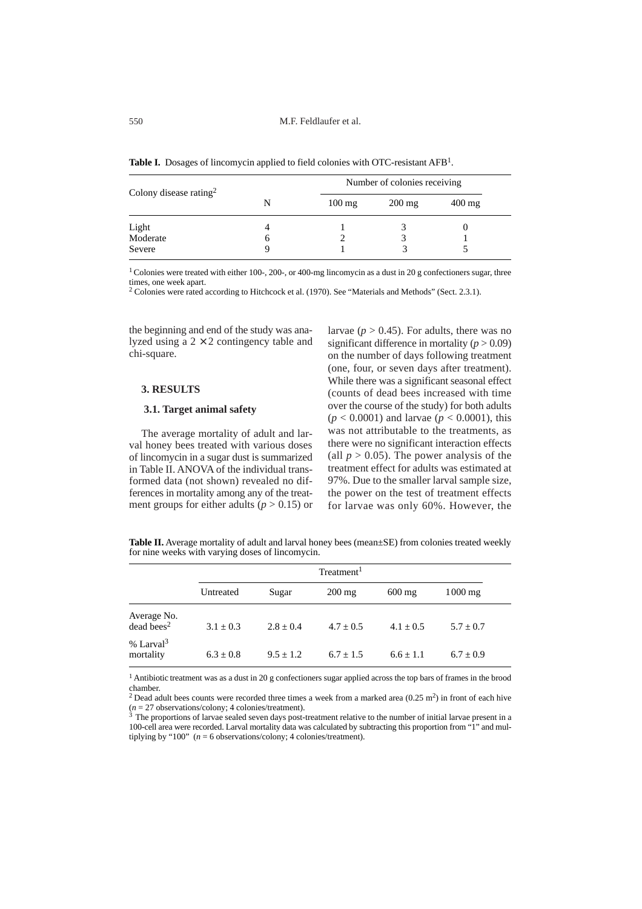**Table I.** Dosages of lincomycin applied to field colonies with OTC-resistant AFB[1].

| Colony disease rating[2] | N | Number of colonies receiving | | |
|---|---|---|---|---|
| | | 100 mg | 200 mg | 400 mg |
| Light | 4 | 1 | 3 | 0 |
| Moderate | 6 | 2 | 3 | 1 |
| Severe | 9 | 1 | 3 | 5 |

[1] Colonies were treated with either 100-, 200-, or 400-mg lincomycin as a dust in 20 g confectioners sugar, three times, one week apart.
[2] Colonies were rated according to Hitchcock et al. (1970). See "Materials and Methods" (Sect. 2.3.1).

the beginning and end of the study was analyzed using a 2 × 2 contingency table and chi-square.

## 3. RESULTS

### 3.1. Target animal safety

The average mortality of adult and larval honey bees treated with various doses of lincomycin in a sugar dust is summarized in Table II. ANOVA of the individual transformed data (not shown) revealed no differences in mortality among any of the treatment groups for either adults ($p > 0.15$) or larvae ($p > 0.45$). For adults, there was no significant difference in mortality ($p > 0.09$) on the number of days following treatment (one, four, or seven days after treatment). While there was a significant seasonal effect (counts of dead bees increased with time over the course of the study) for both adults ($p < 0.0001$) and larvae ($p < 0.0001$), this was not attributable to the treatments, as there were no significant interaction effects (all $p > 0.05$). The power analysis of the treatment effect for adults was estimated at 97%. Due to the smaller larval sample size, the power on the test of treatment effects for larvae was only 60%. However, the

**Table II.** Average mortality of adult and larval honey bees (mean±SE) from colonies treated weekly for nine weeks with varying doses of lincomycin.

| | Treatment[1] | | | | |
|---|---|---|---|---|---|
| | Untreated | Sugar | 200 mg | 600 mg | 1000 mg |
| Average No. dead bees[2] | 3.1 ± 0.3 | 2.8 ± 0.4 | 4.7 ± 0.5 | 4.1 ± 0.5 | 5.7 ± 0.7 |
| % Larval[3] mortality | 6.3 ± 0.8 | 9.5 ± 1.2 | 6.7 ± 1.5 | 6.6 ± 1.1 | 6.7 ± 0.9 |

[1] Antibiotic treatment was as a dust in 20 g confectioners sugar applied across the top bars of frames in the brood chamber.
[2] Dead adult bees counts were recorded three times a week from a marked area (0.25 $m^2$) in front of each hive ($n = 27$ observations/colony; 4 colonies/treatment).
[3] The proportions of larvae sealed seven days post-treatment relative to the number of initial larvae present in a 100-cell area were recorded. Larval mortality data was calculated by subtracting this proportion from "1" and multiplying by "100" ($n = 6$ observations/colony; 4 colonies/treatment).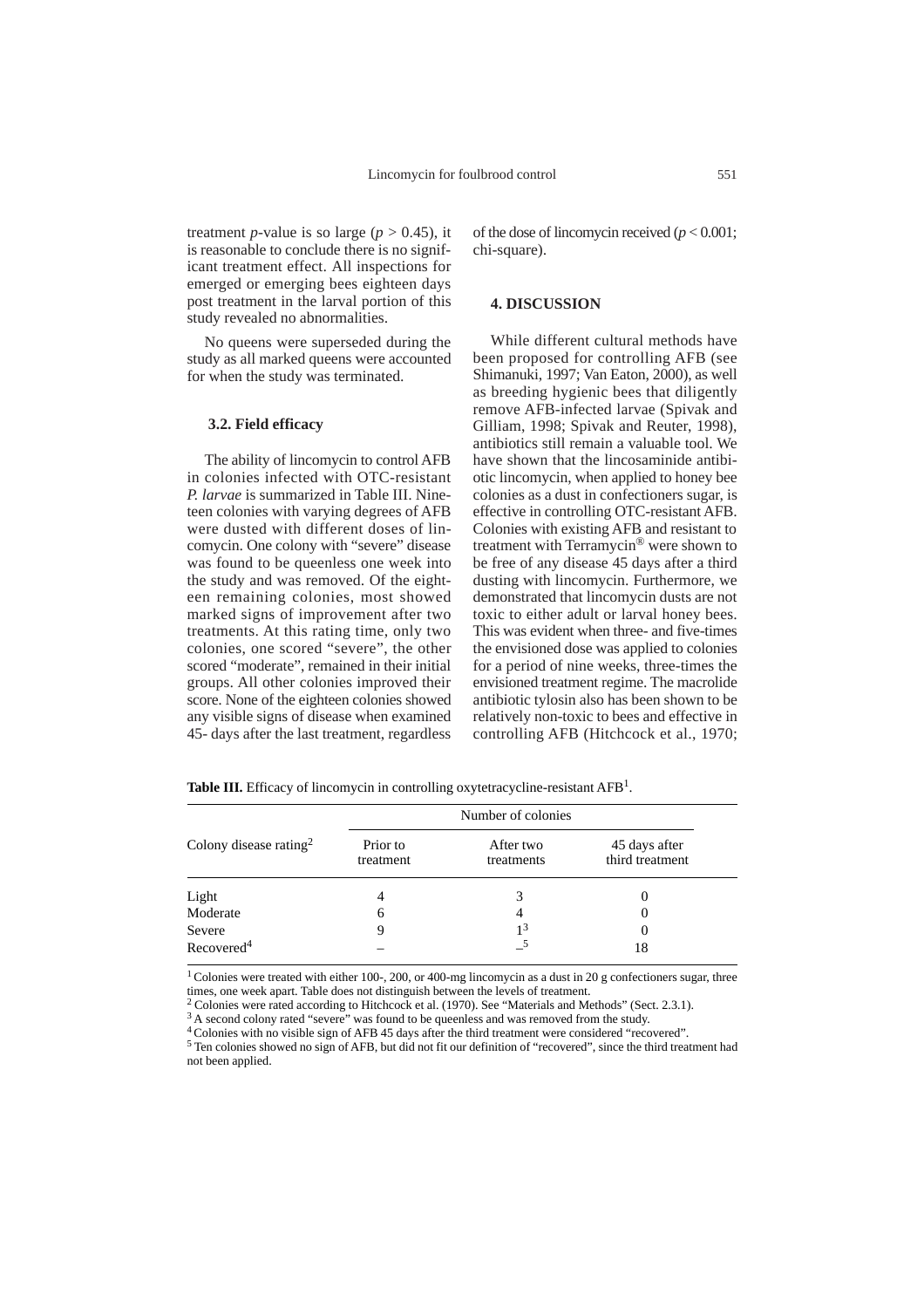treatment *p*-value is so large ($p > 0.45$), it is reasonable to conclude there is no significant treatment effect. All inspections for emerged or emerging bees eighteen days post treatment in the larval portion of this study revealed no abnormalities.

No queens were superseded during the study as all marked queens were accounted for when the study was terminated.

### 3.2. Field efficacy

The ability of lincomycin to control AFB in colonies infected with OTC-resistant *P. larvae* is summarized in Table III. Nineteen colonies with varying degrees of AFB were dusted with different doses of lincomycin. One colony with "severe" disease was found to be queenless one week into the study and was removed. Of the eighteen remaining colonies, most showed marked signs of improvement after two treatments. At this rating time, only two colonies, one scored "severe", the other scored "moderate", remained in their initial groups. All other colonies improved their score. None of the eighteen colonies showed any visible signs of disease when examined 45- days after the last treatment, regardless of the dose of lincomycin received ($p < 0.001$; chi-square).

## 4. DISCUSSION

While different cultural methods have been proposed for controlling AFB (see Shimanuki, 1997; Van Eaton, 2000), as well as breeding hygienic bees that diligently remove AFB-infected larvae (Spivak and Gilliam, 1998; Spivak and Reuter, 1998), antibiotics still remain a valuable tool. We have shown that the lincosaminide antibiotic lincomycin, when applied to honey bee colonies as a dust in confectioners sugar, is effective in controlling OTC-resistant AFB. Colonies with existing AFB and resistant to treatment with Terramycin® were shown to be free of any disease 45 days after a third dusting with lincomycin. Furthermore, we demonstrated that lincomycin dusts are not toxic to either adult or larval honey bees. This was evident when three- and five-times the envisioned dose was applied to colonies for a period of nine weeks, three-times the envisioned treatment regime. The macrolide antibiotic tylosin also has been shown to be relatively non-toxic to bees and effective in controlling AFB (Hitchcock et al., 1970;

**Table III.** Efficacy of lincomycin in controlling oxytetracycline-resistant AFB[1].

| Colony disease rating[2] | Number of colonies | | |
|---|---|---|---|
| | Prior to treatment | After two treatments | 45 days after third treatment |
| Light | 4 | 3 | 0 |
| Moderate | 6 | 4 | 0 |
| Severe | 9 | 1[3] | 0 |
| Recovered[4] | – | –[5] | 18 |

[1] Colonies were treated with either 100-, 200, or 400-mg lincomycin as a dust in 20 g confectioners sugar, three times, one week apart. Table does not distinguish between the levels of treatment.

[2] Colonies were rated according to Hitchcock et al. (1970). See "Materials and Methods" (Sect. 2.3.1).

[3] A second colony rated "severe" was found to be queenless and was removed from the study.

[4] Colonies with no visible sign of AFB 45 days after the third treatment were considered "recovered".

[5] Ten colonies showed no sign of AFB, but did not fit our definition of "recovered", since the third treatment had not been applied.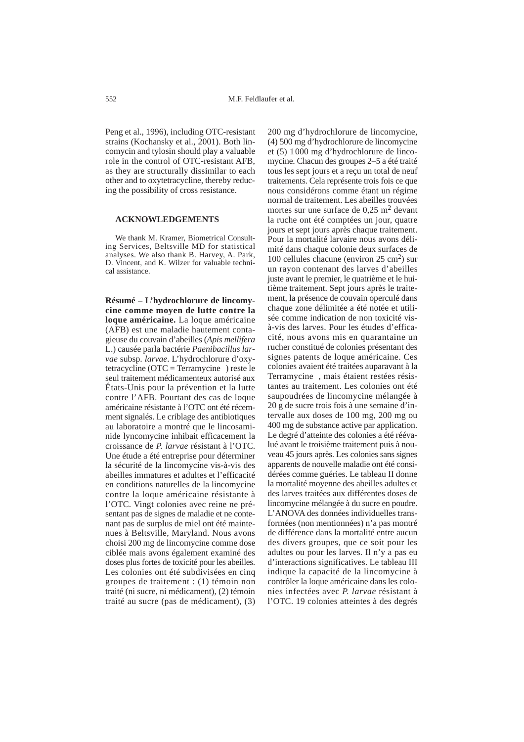Peng et al., 1996), including OTC-resistant strains (Kochansky et al., 2001). Both lincomycin and tylosin should play a valuable role in the control of OTC-resistant AFB, as they are structurally dissimilar to each other and to oxytetracycline, thereby reducing the possibility of cross resistance.

## ACKNOWLEDGEMENTS

We thank M. Kramer, Biometrical Consulting Services, Beltsville MD for statistical analyses. We also thank B. Harvey, A. Park, D. Vincent, and K. Wilzer for valuable technical assistance.

**Résumé – L'hydrochlorure de lincomycine comme moyen de lutte contre la loque américaine.** La loque américaine (AFB) est une maladie hautement contagieuse du couvain d'abeilles (*Apis mellifera* L.) causée parla bactérie *Paenibacillus larvae* subsp. *larvae*. L'hydrochlorure d'oxytetracycline (OTC = Terramycine ) reste le seul traitement médicamenteux autorisé aux États-Unis pour la prévention et la lutte contre l'AFB. Pourtant des cas de loque américaine résistante à l'OTC ont été récemment signalés. Le criblage des antibiotiques au laboratoire a montré que le lincosaminide lyncomycine inhibait efficacement la croissance de *P. larvae* résistant à l'OTC. Une étude a été entreprise pour déterminer la sécurité de la lincomycine vis-à-vis des abeilles immatures et adultes et l'efficacité en conditions naturelles de la lincomycine contre la loque américaine résistante à l'OTC. Vingt colonies avec reine ne présentant pas de signes de maladie et ne contenant pas de surplus de miel ont été maintenues à Beltsville, Maryland. Nous avons choisi 200 mg de lincomycine comme dose ciblée mais avons également examiné des doses plus fortes de toxicité pour les abeilles. Les colonies ont été subdivisées en cinq groupes de traitement : (1) témoin non traité (ni sucre, ni médicament), (2) témoin traité au sucre (pas de médicament), (3) 200 mg d'hydrochlorure de lincomycine, (4) 500 mg d'hydrochlorure de lincomycine et (5) 1 000 mg d'hydrochlorure de lincomycine. Chacun des groupes 2–5 a été traité tous les sept jours et a reçu un total de neuf traitements. Cela représente trois fois ce que nous considérons comme étant un régime normal de traitement. Les abeilles trouvées mortes sur une surface de 0,25 $m^2$ devant la ruche ont été comptées un jour, quatre jours et sept jours après chaque traitement. Pour la mortalité larvaire nous avons délimité dans chaque colonie deux surfaces de 100 cellules chacune (environ 25 $cm^2$) sur un rayon contenant des larves d'abeilles juste avant le premier, le quatrième et le huitième traitement. Sept jours après le traitement, la présence de couvain operculé dans chaque zone délimitée a été notée et utilisée comme indication de non toxicité vis-à-vis des larves. Pour les études d'efficacité, nous avons mis en quarantaine un rucher constitué de colonies présentant des signes patents de loque américaine. Ces colonies avaient été traitées auparavant à la Terramycine , mais étaient restées résistantes au traitement. Les colonies ont été saupoudrées de lincomycine mélangée à 20 g de sucre trois fois à une semaine d'intervalle aux doses de 100 mg, 200 mg ou 400 mg de substance active par application. Le degré d'atteinte des colonies a été réévalué avant le troisième traitement puis à nouveau 45 jours après. Les colonies sans signes apparents de nouvelle maladie ont été considérées comme guéries. Le tableau II donne la mortalité moyenne des abeilles adultes et des larves traitées aux différentes doses de lincomycine mélangée à du sucre en poudre. L'ANOVA des données individuelles transformées (non mentionnées) n'a pas montré de différence dans la mortalité entre aucun des divers groupes, que ce soit pour les adultes ou pour les larves. Il n'y a pas eu d'interactions significatives. Le tableau III indique la capacité de la lincomycine à contrôler la loque américaine dans les colonies infectées avec *P. larvae* résistant à l'OTC. 19 colonies atteintes à des degrés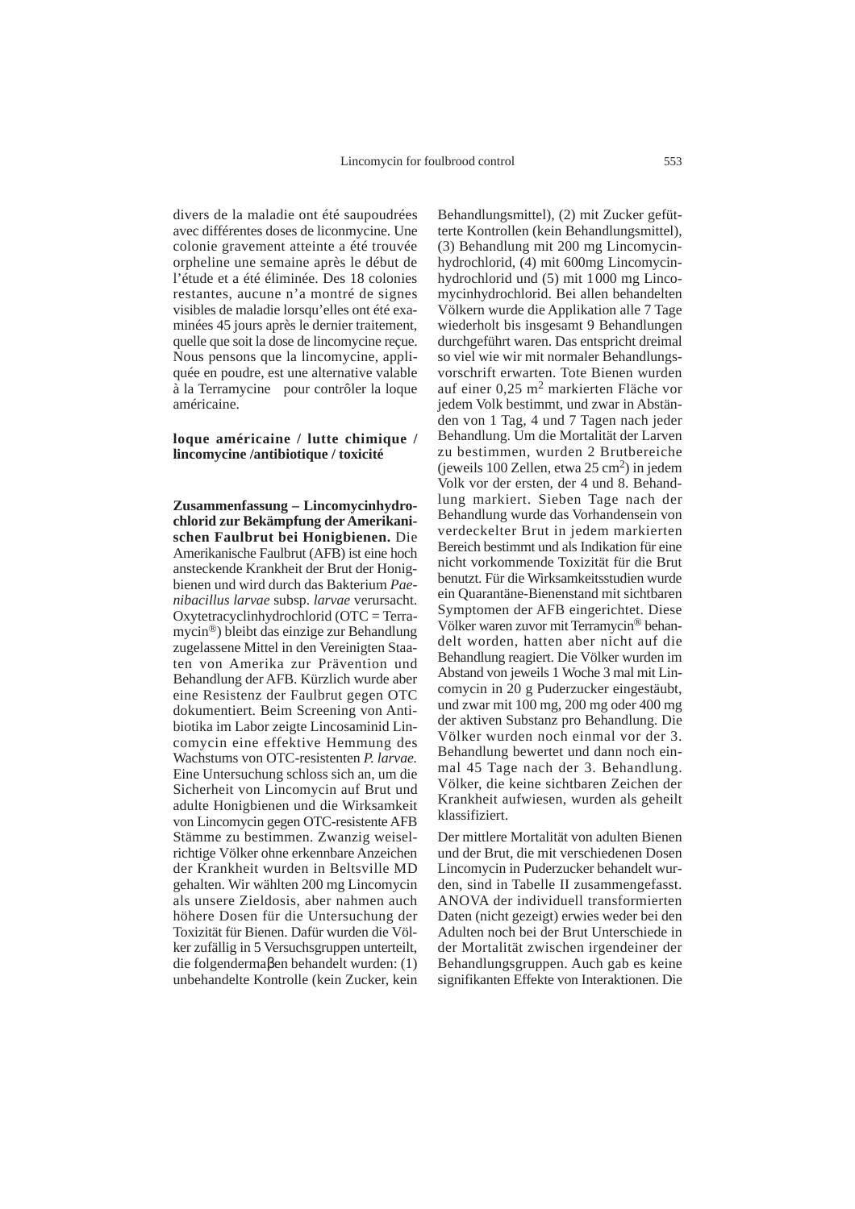divers de la maladie ont été saupoudrées avec différentes doses de liconmycine. Une colonie gravement atteinte a été trouvée orpheline une semaine après le début de l'étude et a été éliminée. Des 18 colonies restantes, aucune n'a montré de signes visibles de maladie lorsqu'elles ont été examinées 45 jours après le dernier traitement, quelle que soit la dose de lincomycine reçue. Nous pensons que la lincomycine, appliquée en poudre, est une alternative valable à la Terramycine pour contrôler la loque américaine.

**loque américaine / lutte chimique / lincomycine /antibiotique / toxicité**

**Zusammenfassung – Lincomycinhydrochlorid zur Bekämpfung der Amerikanischen Faulbrut bei Honigbienen.** Die Amerikanische Faulbrut (AFB) ist eine hoch ansteckende Krankheit der Brut der Honigbienen und wird durch das Bakterium *Paenibacillus larvae* subsp. *larvae* verursacht. Oxytetracyclinhydrochlorid (OTC = Terramycin®) bleibt das einzige zur Behandlung zugelassene Mittel in den Vereinigten Staaten von Amerika zur Prävention und Behandlung der AFB. Kürzlich wurde aber eine Resistenz der Faulbrut gegen OTC dokumentiert. Beim Screening von Antibiotika im Labor zeigte Lincosaminid Lincomycin eine effektive Hemmung des Wachstums von OTC-resistenten *P. larvae.* Eine Untersuchung schloss sich an, um die Sicherheit von Lincomycin auf Brut und adulte Honigbienen und die Wirksamkeit von Lincomycin gegen OTC-resistente AFB Stämme zu bestimmen. Zwanzig weiselrichtige Völker ohne erkennbare Anzeichen der Krankheit wurden in Beltsville MD gehalten. Wir wählten 200 mg Lincomycin als unsere Zieldosis, aber nahmen auch höhere Dosen für die Untersuchung der Toxizität für Bienen. Dafür wurden die Völker zufällig in 5 Versuchsgruppen unterteilt, die folgendermaβen behandelt wurden: (1) unbehandelte Kontrolle (kein Zucker, kein Behandlungsmittel), (2) mit Zucker gefütterte Kontrollen (kein Behandlungsmittel), (3) Behandlung mit 200 mg Lincomycinhydrochlorid, (4) mit 600mg Lincomycinhydrochlorid und (5) mit 1000 mg Lincomycinhydrochlorid. Bei allen behandelten Völkern wurde die Applikation alle 7 Tage wiederholt bis insgesamt 9 Behandlungen durchgeführt waren. Das entspricht dreimal so viel wie wir mit normaler Behandlungsvorschrift erwarten. Tote Bienen wurden auf einer 0,25 $m^2$ markierten Fläche vor jedem Volk bestimmt, und zwar in Abständen von 1 Tag, 4 und 7 Tagen nach jeder Behandlung. Um die Mortalität der Larven zu bestimmen, wurden 2 Brutbereiche (jeweils 100 Zellen, etwa 25 $cm^2$) in jedem Volk vor der ersten, der 4 und 8. Behandlung markiert. Sieben Tage nach der Behandlung wurde das Vorhandensein von verdeckelter Brut in jedem markierten Bereich bestimmt und als Indikation für eine nicht vorkommende Toxizität für die Brut benutzt. Für die Wirksamkeitsstudien wurde ein Quarantäne-Bienenstand mit sichtbaren Symptomen der AFB eingerichtet. Diese Völker waren zuvor mit Terramycin® behandelt worden, hatten aber nicht auf die Behandlung reagiert. Die Völker wurden im Abstand von jeweils 1 Woche 3 mal mit Lincomycin in 20 g Puderzucker eingestäubt, und zwar mit 100 mg, 200 mg oder 400 mg der aktiven Substanz pro Behandlung. Die Völker wurden noch einmal vor der 3. Behandlung bewertet und dann noch einmal 45 Tage nach der 3. Behandlung. Völker, die keine sichtbaren Zeichen der Krankheit aufwiesen, wurden als geheilt klassifiziert.

Der mittlere Mortalität von adulten Bienen und der Brut, die mit verschiedenen Dosen Lincomycin in Puderzucker behandelt wurden, sind in Tabelle II zusammengefasst. ANOVA der individuell transformierten Daten (nicht gezeigt) erwies weder bei den Adulten noch bei der Brut Unterschiede in der Mortalität zwischen irgendeiner der Behandlungsgruppen. Auch gab es keine signifikanten Effekte von Interaktionen. Die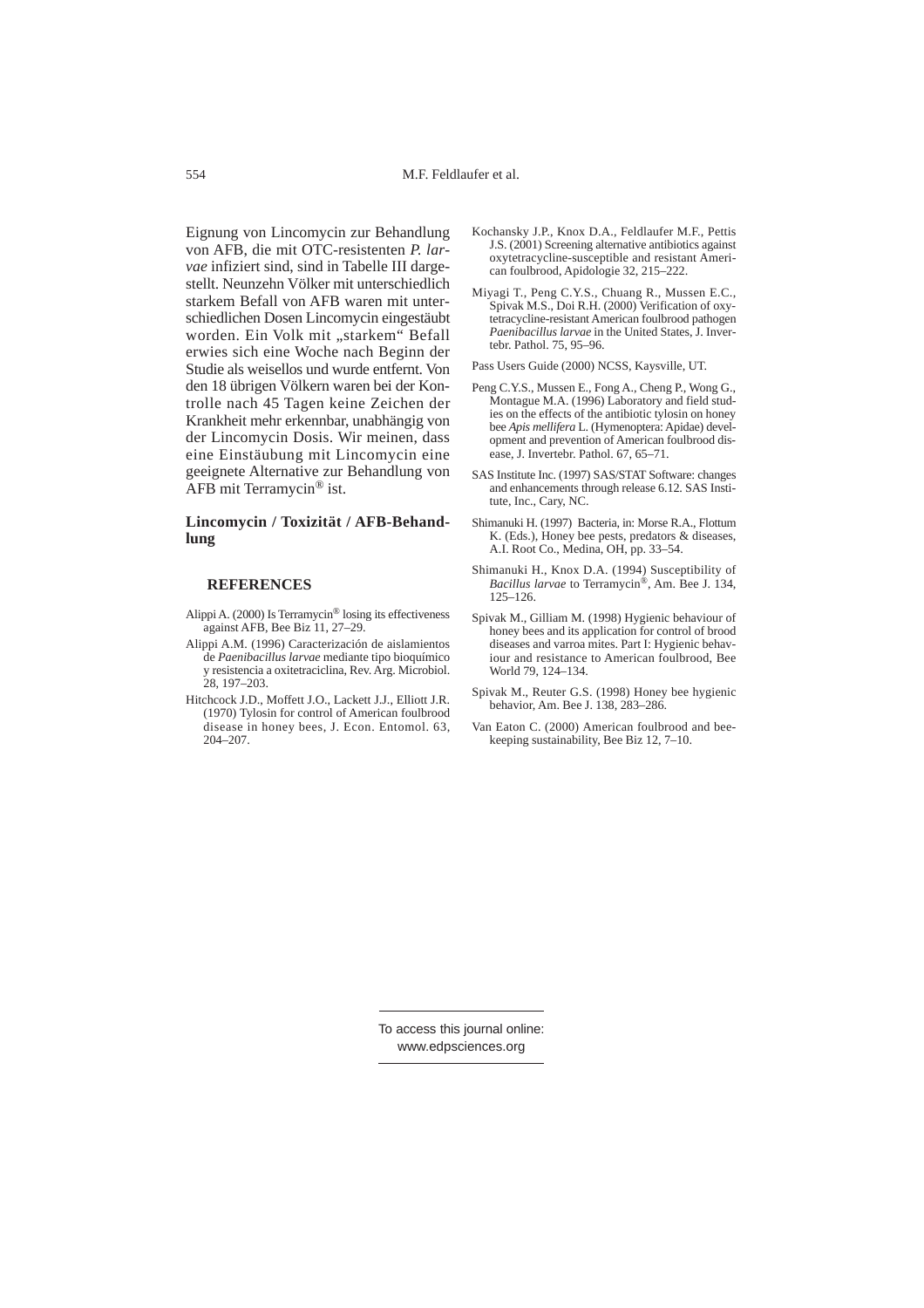Eignung von Lincomycin zur Behandlung von AFB, die mit OTC-resistenten *P. larvae* infiziert sind, sind in Tabelle III dargestellt. Neunzehn Völker mit unterschiedlich starkem Befall von AFB waren mit unterschiedlichen Dosen Lincomycin eingestäubt worden. Ein Volk mit „starkem" Befall erwies sich eine Woche nach Beginn der Studie als weisellos und wurde entfernt. Von den 18 übrigen Völkern waren bei der Kontrolle nach 45 Tagen keine Zeichen der Krankheit mehr erkennbar, unabhängig von der Lincomycin Dosis. Wir meinen, dass eine Einstäubung mit Lincomycin eine geeignete Alternative zur Behandlung von AFB mit Terramycin® ist.

**Lincomycin / Toxizität / AFB-Behandlung**

## REFERENCES

Alippi A. (2000) Is Terramycin® losing its effectiveness against AFB, Bee Biz 11, 27–29.

Alippi A.M. (1996) Caracterización de aislamientos de *Paenibacillus larvae* mediante tipo bioquímico y resistencia a oxitetraciclina, Rev. Arg. Microbiol. 28, 197–203.

Hitchcock J.D., Moffett J.O., Lackett J.J., Elliott J.R. (1970) Tylosin for control of American foulbrood disease in honey bees, J. Econ. Entomol. 63, 204–207.

Kochansky J.P., Knox D.A., Feldlaufer M.F., Pettis J.S. (2001) Screening alternative antibiotics against oxytetracycline-susceptible and resistant American foulbrood, Apidologie 32, 215–222.

Miyagi T., Peng C.Y.S., Chuang R., Mussen E.C., Spivak M.S., Doi R.H. (2000) Verification of oxytetracycline-resistant American foulbrood pathogen *Paenibacillus larvae* in the United States, J. Invertebr. Pathol. 75, 95–96.

Pass Users Guide (2000) NCSS, Kaysville, UT.

Peng C.Y.S., Mussen E., Fong A., Cheng P., Wong G., Montague M.A. (1996) Laboratory and field studies on the effects of the antibiotic tylosin on honey bee *Apis mellifera* L. (Hymenoptera: Apidae) development and prevention of American foulbrood disease, J. Invertebr. Pathol. 67, 65–71.

SAS Institute Inc. (1997) SAS/STAT Software: changes and enhancements through release 6.12. SAS Institute, Inc., Cary, NC.

Shimanuki H. (1997) Bacteria, in: Morse R.A., Flottum K. (Eds.), Honey bee pests, predators & diseases, A.I. Root Co., Medina, OH, pp. 33–54.

Shimanuki H., Knox D.A. (1994) Susceptibility of *Bacillus larvae* to Terramycin®, Am. Bee J. 134, 125–126.

Spivak M., Gilliam M. (1998) Hygienic behaviour of honey bees and its application for control of brood diseases and varroa mites. Part I: Hygienic behaviour and resistance to American foulbrood, Bee World 79, 124–134.

Spivak M., Reuter G.S. (1998) Honey bee hygienic behavior, Am. Bee J. 138, 283–286.

Van Eaton C. (2000) American foulbrood and beekeeping sustainability, Bee Biz 12, 7–10.

To access this journal online:
www.edpsciences.org